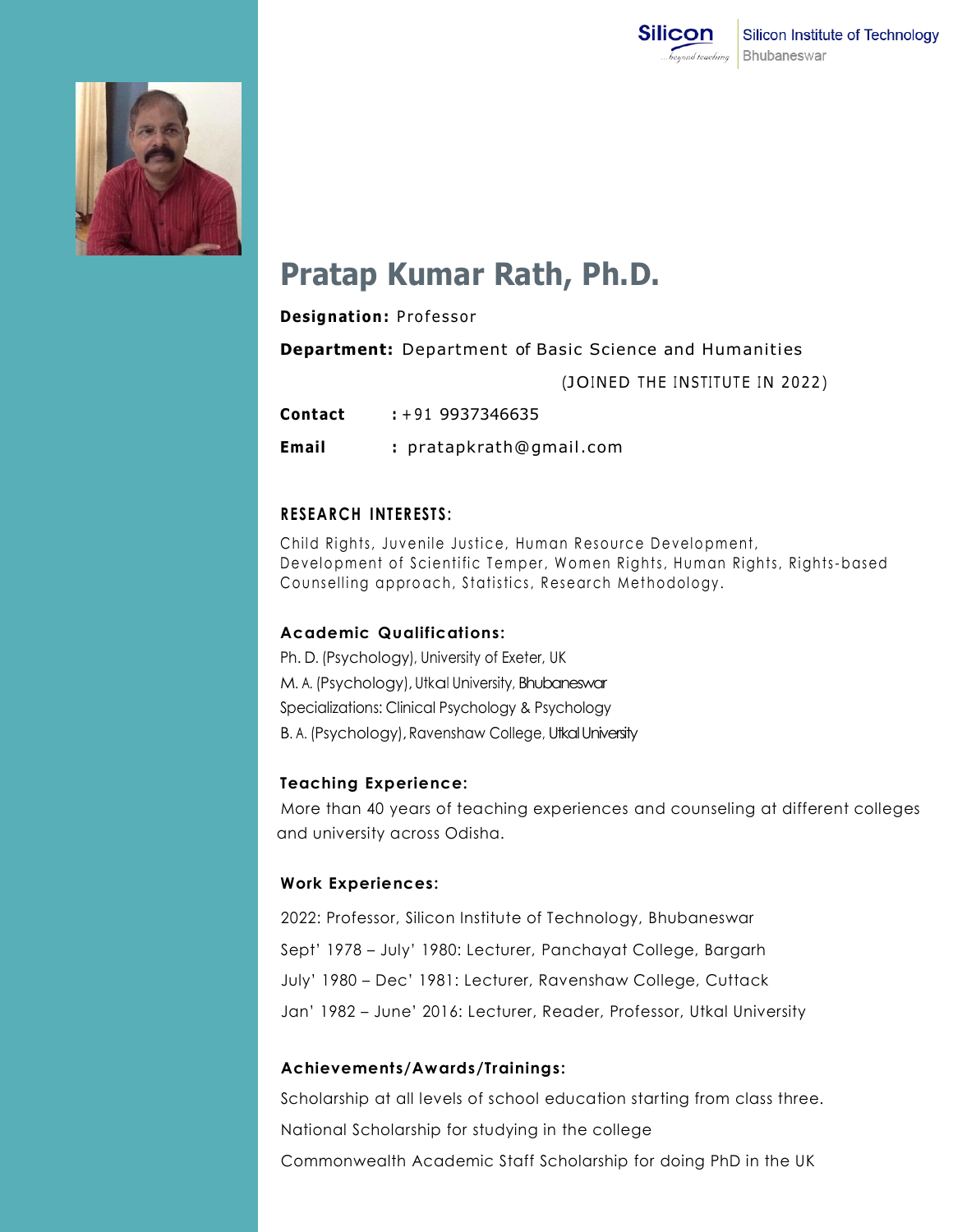Silicon Institute of Technology
Bhubaneswar

# Pratap Kumar Rath, Ph.D.

**Designation:** Professor

**Department:** Department of Basic Science and Humanities

(JOINED THE INSTITUTE IN 2022)

**Contact** : +91 9937346635

**Email** : pratapkrath@gmail.com

## RESEARCH INTERESTS:

Child Rights, Juvenile Justice, Human Resource Development, Development of Scientific Temper, Women Rights, Human Rights, Rights-based Counselling approach, Statistics, Research Methodology.

## Academic Qualifications:

Ph. D. (Psychology), University of Exeter, UK

M. A. (Psychology), Utkal University, Bhubaneswar

Specializations: Clinical Psychology & Psychology

B. A. (Psychology), Ravenshaw College, Utkal University

## Teaching Experience:

More than 40 years of teaching experiences and counseling at different colleges and university across Odisha.

## Work Experiences:

2022: Professor, Silicon Institute of Technology, Bhubaneswar

Sept' 1978 – July' 1980: Lecturer, Panchayat College, Bargarh

July' 1980 – Dec' 1981: Lecturer, Ravenshaw College, Cuttack

Jan' 1982 – June' 2016: Lecturer, Reader, Professor, Utkal University

## Achievements/Awards/Trainings:

Scholarship at all levels of school education starting from class three.

National Scholarship for studying in the college

Commonwealth Academic Staff Scholarship for doing PhD in the UK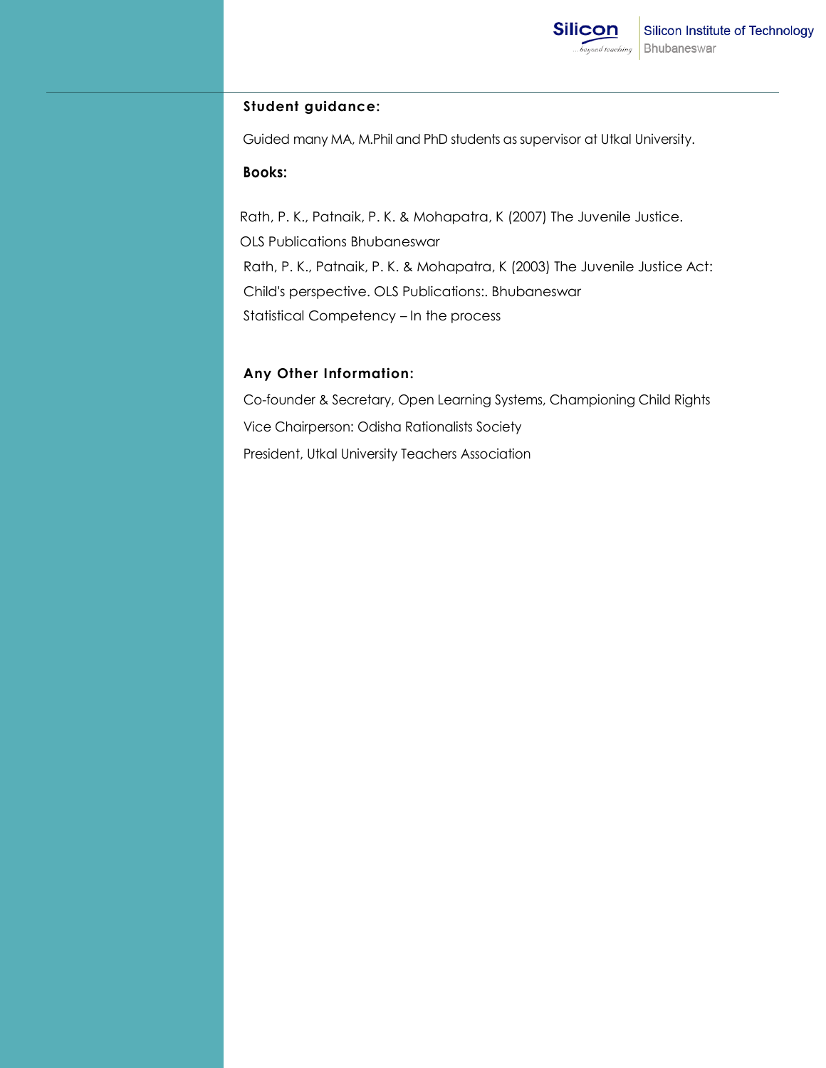**Student guidance:**

Guided many MA, M.Phil and PhD students as supervisor at Utkal University.

**Books:**

Rath, P. K., Patnaik, P. K. & Mohapatra, K (2007) The Juvenile Justice. OLS Publications Bhubaneswar

Rath, P. K., Patnaik, P. K. & Mohapatra, K (2003) The Juvenile Justice Act: Child's perspective. OLS Publications:. Bhubaneswar

Statistical Competency – In the process

**Any Other Information:**

Co-founder & Secretary, Open Learning Systems, Championing Child Rights

Vice Chairperson: Odisha Rationalists Society

President, Utkal University Teachers Association